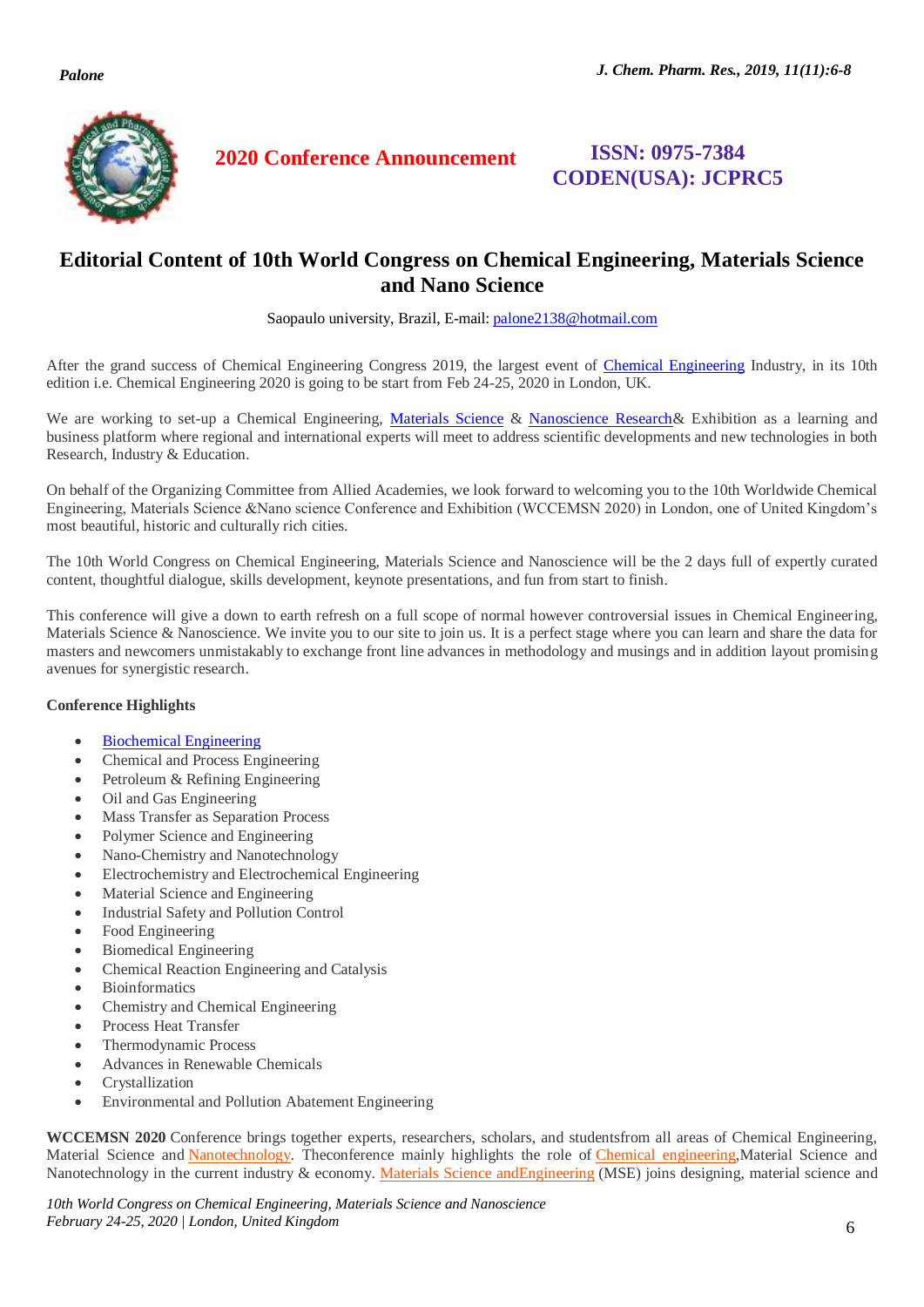2020 Conference Announcement

ISSN: 0975-7384
CODEN(USA): JCPRC5

# Editorial Content of 10th World Congress on Chemical Engineering, Materials Science and Nano Science

Saopaulo university, Brazil, E-mail: palone2138@hotmail.com

After the grand success of Chemical Engineering Congress 2019, the largest event of Chemical Engineering Industry, in its 10th edition i.e. Chemical Engineering 2020 is going to be start from Feb 24-25, 2020 in London, UK.

We are working to set-up a Chemical Engineering, Materials Science & Nanoscience Research& Exhibition as a learning and business platform where regional and international experts will meet to address scientific developments and new technologies in both Research, Industry & Education.

On behalf of the Organizing Committee from Allied Academies, we look forward to welcoming you to the 10th Worldwide Chemical Engineering, Materials Science &Nano science Conference and Exhibition (WCCEMSN 2020) in London, one of United Kingdom's most beautiful, historic and culturally rich cities.

The 10th World Congress on Chemical Engineering, Materials Science and Nanoscience will be the 2 days full of expertly curated content, thoughtful dialogue, skills development, keynote presentations, and fun from start to finish.

This conference will give a down to earth refresh on a full scope of normal however controversial issues in Chemical Engineering, Materials Science & Nanoscience. We invite you to our site to join us. It is a perfect stage where you can learn and share the data for masters and newcomers unmistakably to exchange front line advances in methodology and musings and in addition layout promising avenues for synergistic research.

**Conference Highlights**

- Biochemical Engineering
- Chemical and Process Engineering
- Petroleum & Refining Engineering
- Oil and Gas Engineering
- Mass Transfer as Separation Process
- Polymer Science and Engineering
- Nano-Chemistry and Nanotechnology
- Electrochemistry and Electrochemical Engineering
- Material Science and Engineering
- Industrial Safety and Pollution Control
- Food Engineering
- Biomedical Engineering
- Chemical Reaction Engineering and Catalysis
- Bioinformatics
- Chemistry and Chemical Engineering
- Process Heat Transfer
- Thermodynamic Process
- Advances in Renewable Chemicals
- Crystallization
- Environmental and Pollution Abatement Engineering

**WCCEMSN 2020** Conference brings together experts, researchers, scholars, and studentsfrom all areas of Chemical Engineering, Material Science and Nanotechnology. Theconference mainly highlights the role of Chemical engineering,Material Science and Nanotechnology in the current industry & economy. Materials Science andEngineering (MSE) joins designing, material science and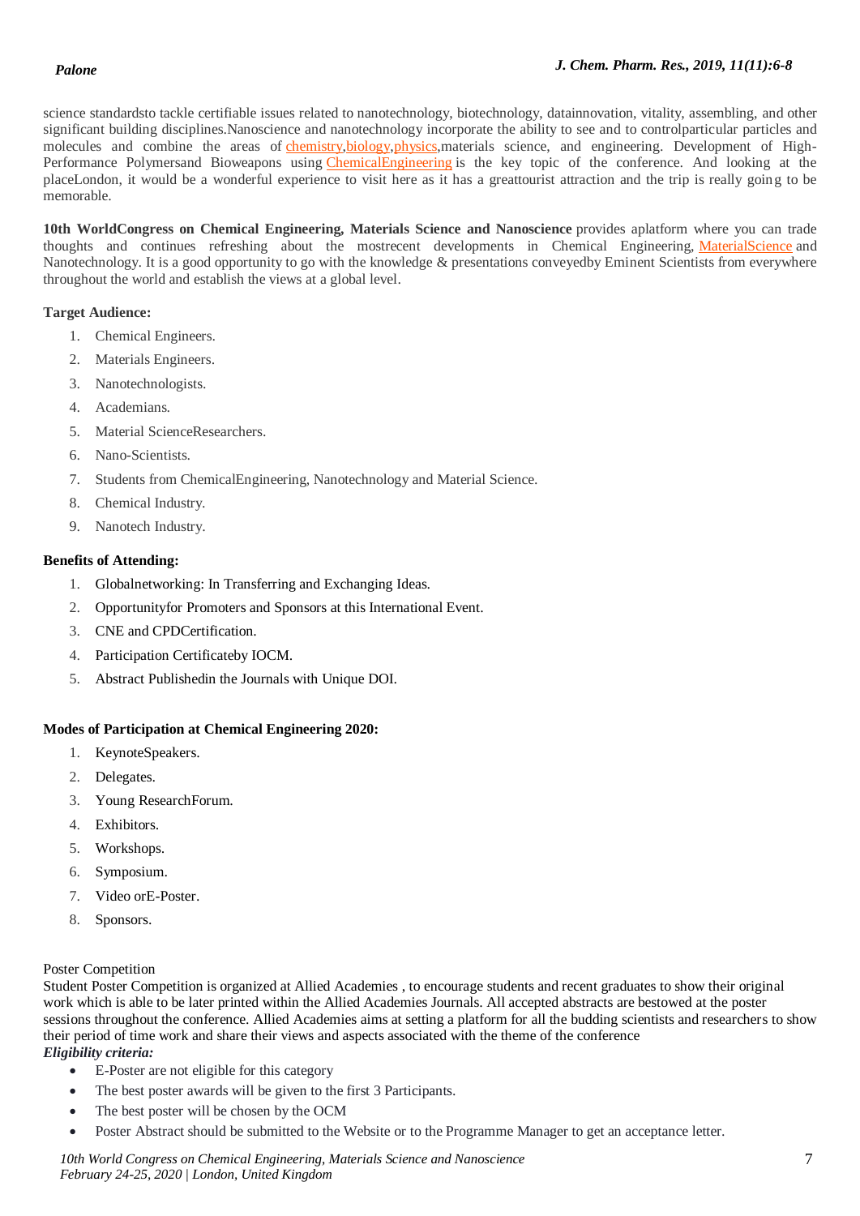science standardsto tackle certifiable issues related to nanotechnology, biotechnology, datainnovation, vitality, assembling, and other significant building disciplines.Nanoscience and nanotechnology incorporate the ability to see and to controlparticular particles and molecules and combine the areas of chemistry,biology,physics,materials science, and engineering. Development of High-Performance Polymersand Bioweapons using ChemicalEngineering is the key topic of the conference. And looking at the placeLondon, it would be a wonderful experience to visit here as it has a greattourist attraction and the trip is really going to be memorable.

**10th WorldCongress on Chemical Engineering, Materials Science and Nanoscience** provides aplatform where you can trade thoughts and continues refreshing about the mostrecent developments in Chemical Engineering, MaterialScience and Nanotechnology. It is a good opportunity to go with the knowledge & presentations conveyedby Eminent Scientists from everywhere throughout the world and establish the views at a global level.

**Target Audience:**

1. Chemical Engineers.
2. Materials Engineers.
3. Nanotechnologists.
4. Academians.
5. Material ScienceResearchers.
6. Nano-Scientists.
7. Students from ChemicalEngineering, Nanotechnology and Material Science.
8. Chemical Industry.
9. Nanotech Industry.

**Benefits of Attending:**

1. Globalnetworking: In Transferring and Exchanging Ideas.
2. Opportunityfor Promoters and Sponsors at this International Event.
3. CNE and CPDCertification.
4. Participation Certificateby IOCM.
5. Abstract Publishedin the Journals with Unique DOI.

**Modes of Participation at Chemical Engineering 2020:**

1. KeynoteSpeakers.
2. Delegates.
3. Young ResearchForum.
4. Exhibitors.
5. Workshops.
6. Symposium.
7. Video orE-Poster.
8. Sponsors.

Poster Competition

Student Poster Competition is organized at Allied Academies , to encourage students and recent graduates to show their original work which is able to be later printed within the Allied Academies Journals. All accepted abstracts are bestowed at the poster sessions throughout the conference. Allied Academies aims at setting a platform for all the budding scientists and researchers to show their period of time work and share their views and aspects associated with the theme of the conference

***Eligibility criteria:***

- E-Poster are not eligible for this category
- The best poster awards will be given to the first 3 Participants.
- The best poster will be chosen by the OCM
- Poster Abstract should be submitted to the Website or to the Programme Manager to get an acceptance letter.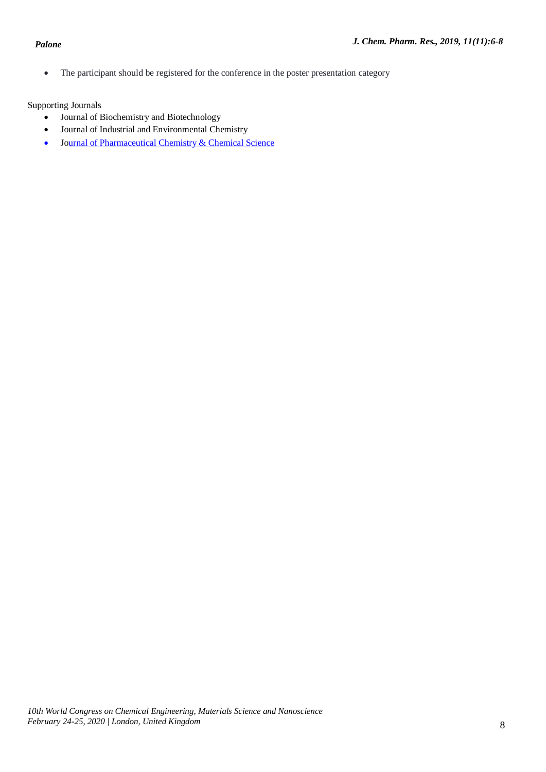- The participant should be registered for the conference in the poster presentation category

Supporting Journals

- Journal of Biochemistry and Biotechnology
- Journal of Industrial and Environmental Chemistry
- Journal of Pharmaceutical Chemistry & Chemical Science